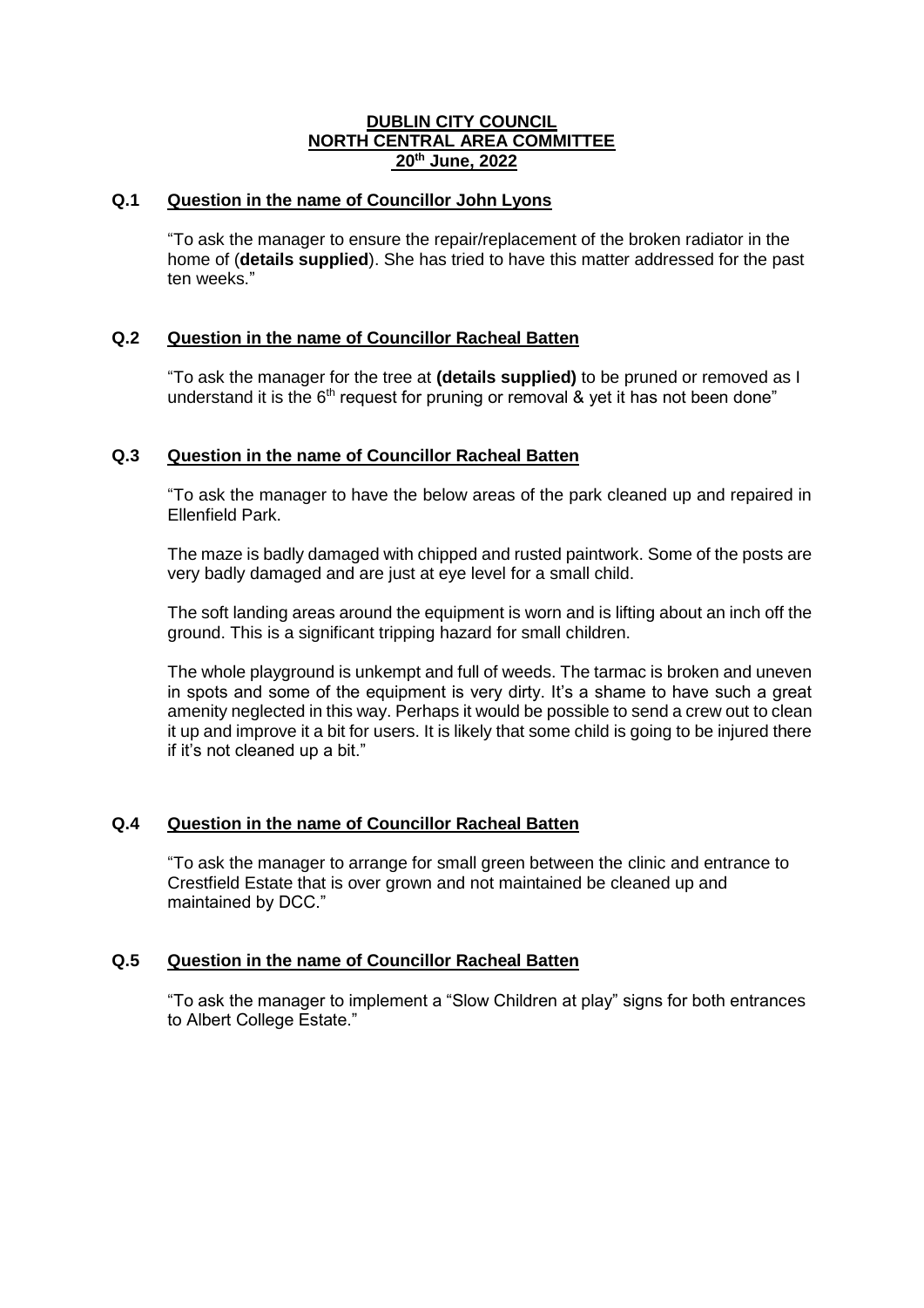**DUBLIN CITY COUNCIL**
**NORTH CENTRAL AREA COMMITTEE**
**20th June, 2022**

**Q.1 Question in the name of Councillor John Lyons**

"To ask the manager to ensure the repair/replacement of the broken radiator in the home of (**details supplied**). She has tried to have this matter addressed for the past ten weeks."

**Q.2 Question in the name of Councillor Racheal Batten**

"To ask the manager for the tree at **(details supplied)** to be pruned or removed as I understand it is the 6th request for pruning or removal & yet it has not been done"

**Q.3 Question in the name of Councillor Racheal Batten**

"To ask the manager to have the below areas of the park cleaned up and repaired in Ellenfield Park.

The maze is badly damaged with chipped and rusted paintwork. Some of the posts are very badly damaged and are just at eye level for a small child.

The soft landing areas around the equipment is worn and is lifting about an inch off the ground. This is a significant tripping hazard for small children.

The whole playground is unkempt and full of weeds. The tarmac is broken and uneven in spots and some of the equipment is very dirty. It's a shame to have such a great amenity neglected in this way. Perhaps it would be possible to send a crew out to clean it up and improve it a bit for users. It is likely that some child is going to be injured there if it's not cleaned up a bit."

**Q.4 Question in the name of Councillor Racheal Batten**

"To ask the manager to arrange for small green between the clinic and entrance to Crestfield Estate that is over grown and not maintained be cleaned up and maintained by DCC."

**Q.5 Question in the name of Councillor Racheal Batten**

"To ask the manager to implement a "Slow Children at play" signs for both entrances to Albert College Estate."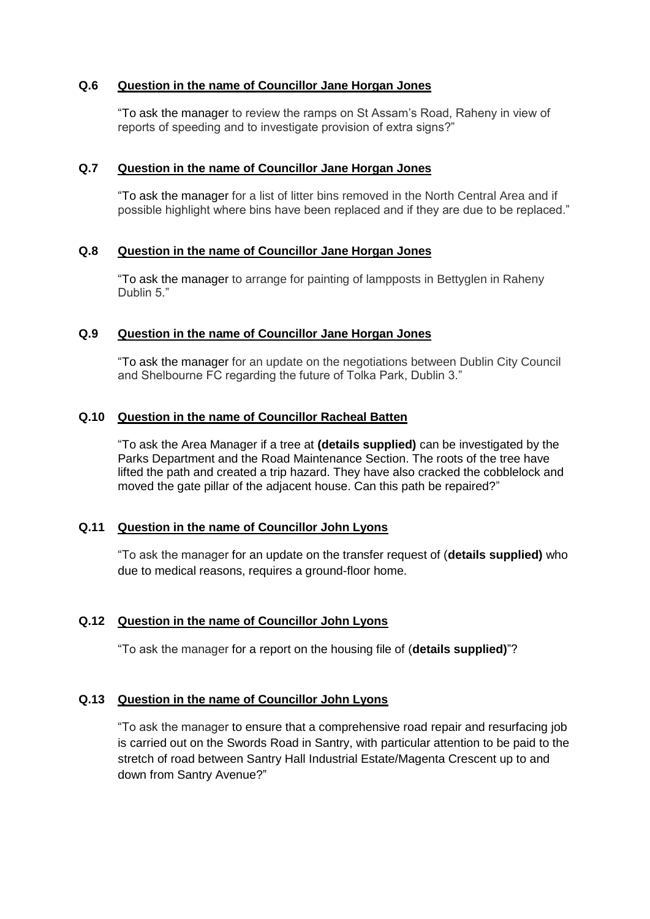### Q.6 Question in the name of Councillor Jane Horgan Jones

"To ask the manager to review the ramps on St Assam's Road, Raheny in view of reports of speeding and to investigate provision of extra signs?"

### Q.7 Question in the name of Councillor Jane Horgan Jones

"To ask the manager for a list of litter bins removed in the North Central Area and if possible highlight where bins have been replaced and if they are due to be replaced."

### Q.8 Question in the name of Councillor Jane Horgan Jones

"To ask the manager to arrange for painting of lampposts in Bettyglen in Raheny Dublin 5."

### Q.9 Question in the name of Councillor Jane Horgan Jones

"To ask the manager for an update on the negotiations between Dublin City Council and Shelbourne FC regarding the future of Tolka Park, Dublin 3."

### Q.10 Question in the name of Councillor Racheal Batten

"To ask the Area Manager if a tree at **(details supplied)** can be investigated by the Parks Department and the Road Maintenance Section. The roots of the tree have lifted the path and created a trip hazard. They have also cracked the cobblelock and moved the gate pillar of the adjacent house. Can this path be repaired?"

### Q.11 Question in the name of Councillor John Lyons

"To ask the manager for an update on the transfer request of (**details supplied)** who due to medical reasons, requires a ground-floor home.

### Q.12 Question in the name of Councillor John Lyons

"To ask the manager for a report on the housing file of (**details supplied)**"?

### Q.13 Question in the name of Councillor John Lyons

"To ask the manager to ensure that a comprehensive road repair and resurfacing job is carried out on the Swords Road in Santry, with particular attention to be paid to the stretch of road between Santry Hall Industrial Estate/Magenta Crescent up to and down from Santry Avenue?"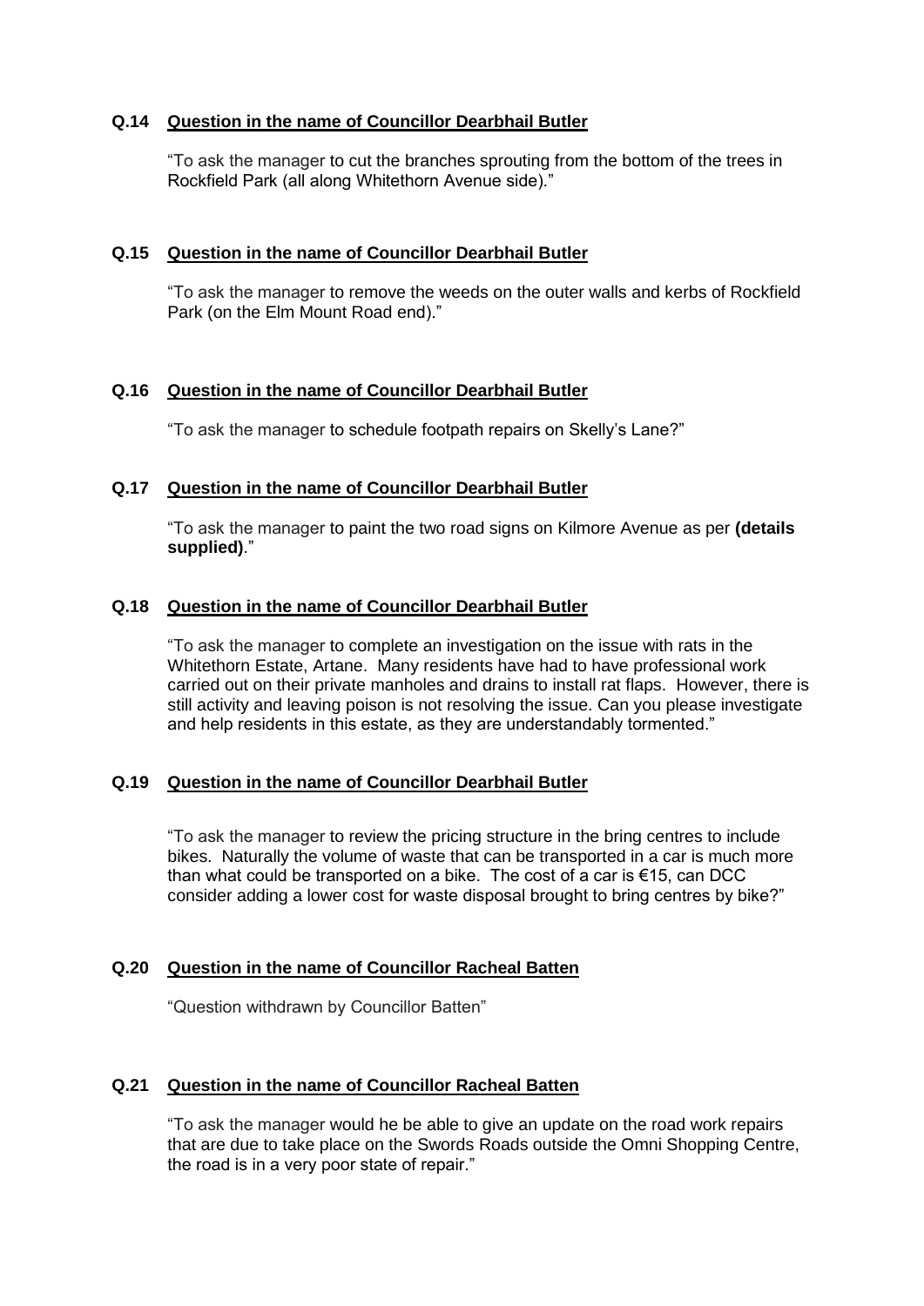**Q.14 Question in the name of Councillor Dearbhail Butler**

"To ask the manager to cut the branches sprouting from the bottom of the trees in Rockfield Park (all along Whitethorn Avenue side)."

**Q.15 Question in the name of Councillor Dearbhail Butler**

"To ask the manager to remove the weeds on the outer walls and kerbs of Rockfield Park (on the Elm Mount Road end)."

**Q.16 Question in the name of Councillor Dearbhail Butler**

"To ask the manager to schedule footpath repairs on Skelly's Lane?"

**Q.17 Question in the name of Councillor Dearbhail Butler**

"To ask the manager to paint the two road signs on Kilmore Avenue as per **(details supplied)**."

**Q.18 Question in the name of Councillor Dearbhail Butler**

"To ask the manager to complete an investigation on the issue with rats in the Whitethorn Estate, Artane. Many residents have had to have professional work carried out on their private manholes and drains to install rat flaps. However, there is still activity and leaving poison is not resolving the issue. Can you please investigate and help residents in this estate, as they are understandably tormented."

**Q.19 Question in the name of Councillor Dearbhail Butler**

"To ask the manager to review the pricing structure in the bring centres to include bikes. Naturally the volume of waste that can be transported in a car is much more than what could be transported on a bike. The cost of a car is €15, can DCC consider adding a lower cost for waste disposal brought to bring centres by bike?"

**Q.20 Question in the name of Councillor Racheal Batten**

"Question withdrawn by Councillor Batten"

**Q.21 Question in the name of Councillor Racheal Batten**

"To ask the manager would he be able to give an update on the road work repairs that are due to take place on the Swords Roads outside the Omni Shopping Centre, the road is in a very poor state of repair."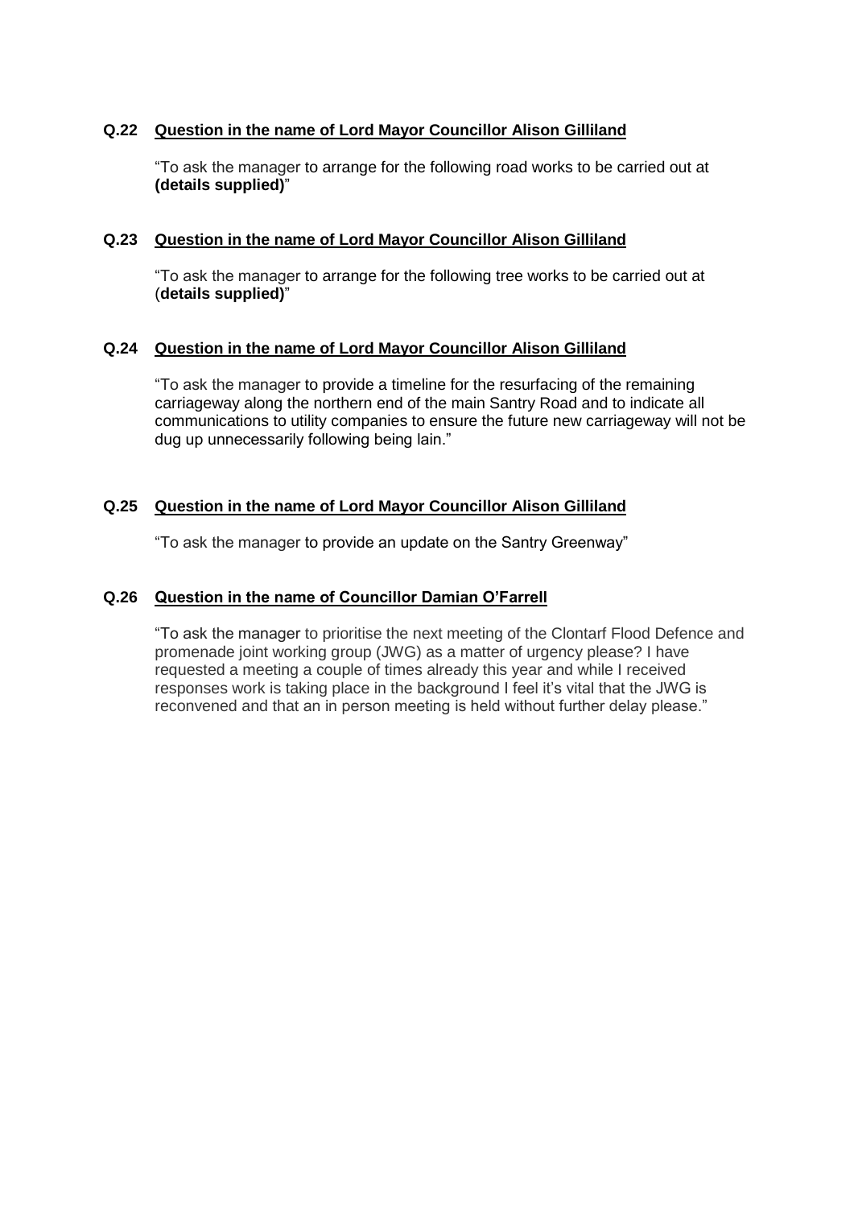**Q.22 Question in the name of Lord Mayor Councillor Alison Gilliland**

"To ask the manager to arrange for the following road works to be carried out at **(details supplied)**"

**Q.23 Question in the name of Lord Mayor Councillor Alison Gilliland**

"To ask the manager to arrange for the following tree works to be carried out at (**details supplied)**"

**Q.24 Question in the name of Lord Mayor Councillor Alison Gilliland**

"To ask the manager to provide a timeline for the resurfacing of the remaining carriageway along the northern end of the main Santry Road and to indicate all communications to utility companies to ensure the future new carriageway will not be dug up unnecessarily following being lain."

**Q.25 Question in the name of Lord Mayor Councillor Alison Gilliland**

"To ask the manager to provide an update on the Santry Greenway"

**Q.26 Question in the name of Councillor Damian O'Farrell**

"To ask the manager to prioritise the next meeting of the Clontarf Flood Defence and promenade joint working group (JWG) as a matter of urgency please? I have requested a meeting a couple of times already this year and while I received responses work is taking place in the background I feel it's vital that the JWG is reconvened and that an in person meeting is held without further delay please."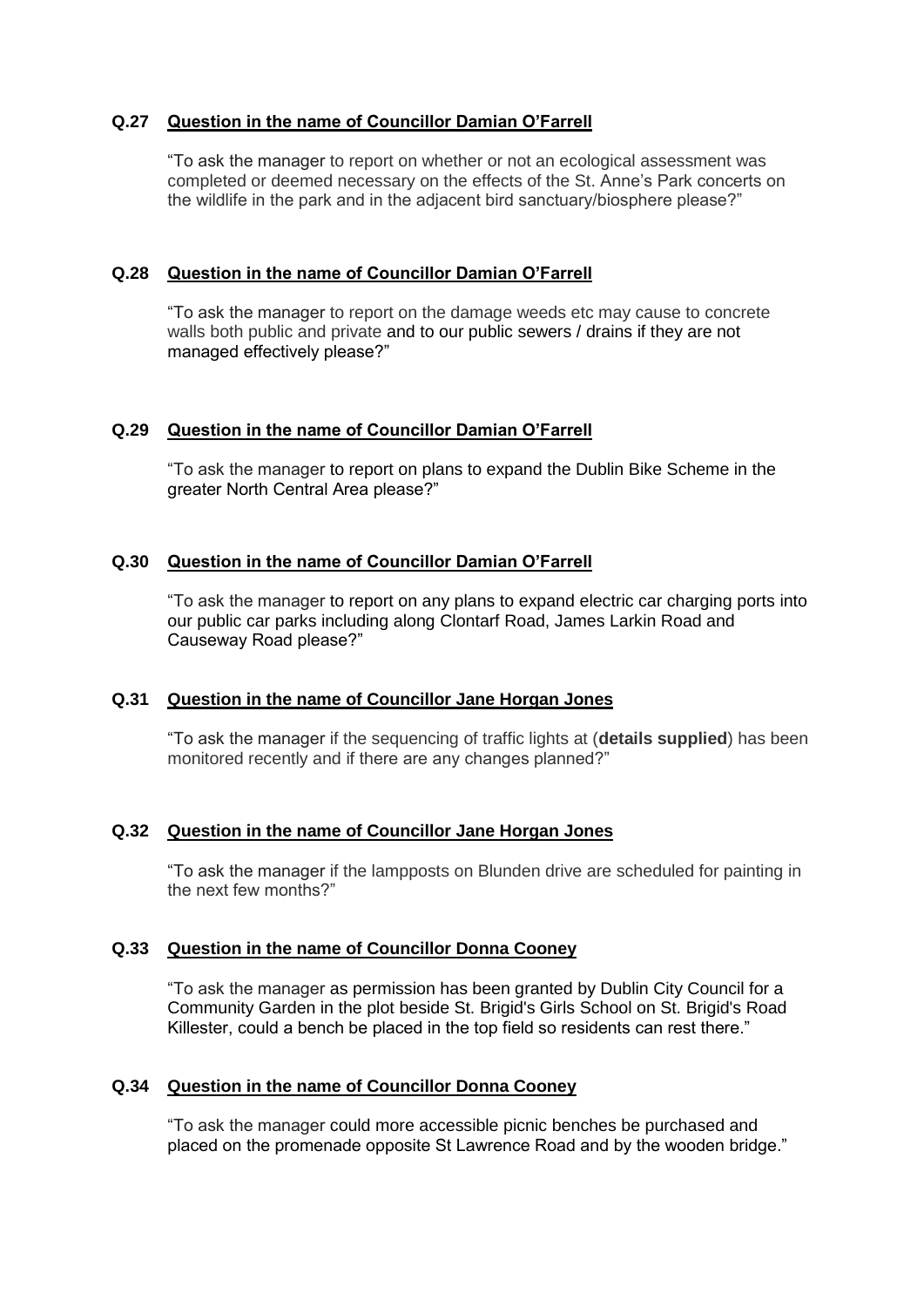**Q.27 Question in the name of Councillor Damian O'Farrell**

"To ask the manager to report on whether or not an ecological assessment was completed or deemed necessary on the effects of the St. Anne's Park concerts on the wildlife in the park and in the adjacent bird sanctuary/biosphere please?"

**Q.28 Question in the name of Councillor Damian O'Farrell**

"To ask the manager to report on the damage weeds etc may cause to concrete walls both public and private and to our public sewers / drains if they are not managed effectively please?"

**Q.29 Question in the name of Councillor Damian O'Farrell**

"To ask the manager to report on plans to expand the Dublin Bike Scheme in the greater North Central Area please?"

**Q.30 Question in the name of Councillor Damian O'Farrell**

"To ask the manager to report on any plans to expand electric car charging ports into our public car parks including along Clontarf Road, James Larkin Road and Causeway Road please?"

**Q.31 Question in the name of Councillor Jane Horgan Jones**

"To ask the manager if the sequencing of traffic lights at (**details supplied**) has been monitored recently and if there are any changes planned?"

**Q.32 Question in the name of Councillor Jane Horgan Jones**

"To ask the manager if the lampposts on Blunden drive are scheduled for painting in the next few months?"

**Q.33 Question in the name of Councillor Donna Cooney**

"To ask the manager as permission has been granted by Dublin City Council for a Community Garden in the plot beside St. Brigid's Girls School on St. Brigid's Road Killester, could a bench be placed in the top field so residents can rest there."

**Q.34 Question in the name of Councillor Donna Cooney**

"To ask the manager could more accessible picnic benches be purchased and placed on the promenade opposite St Lawrence Road and by the wooden bridge."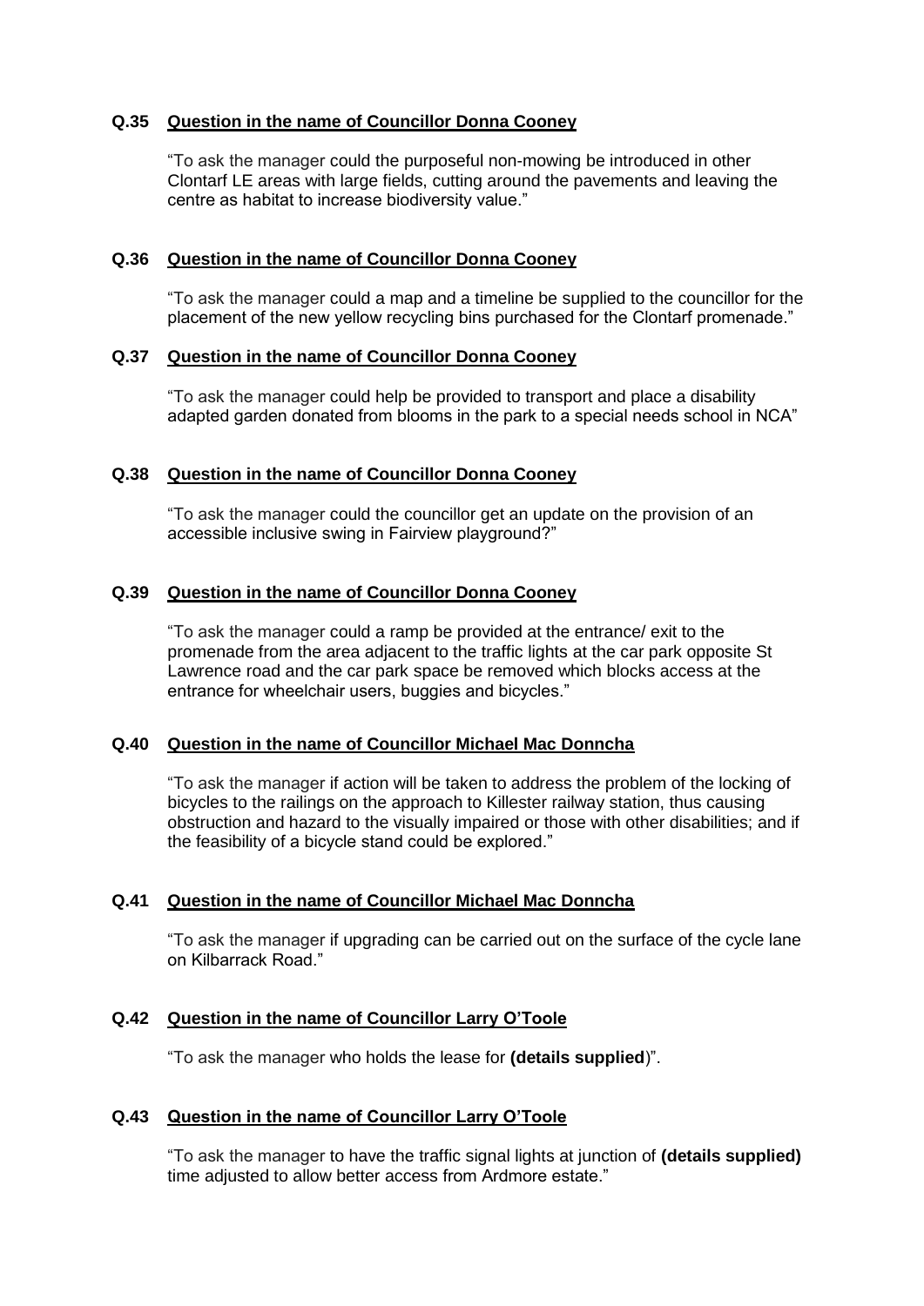**Q.35** **Question in the name of Councillor Donna Cooney**

"To ask the manager could the purposeful non-mowing be introduced in other Clontarf LE areas with large fields, cutting around the pavements and leaving the centre as habitat to increase biodiversity value."

**Q.36** **Question in the name of Councillor Donna Cooney**

"To ask the manager could a map and a timeline be supplied to the councillor for the placement of the new yellow recycling bins purchased for the Clontarf promenade."

**Q.37** **Question in the name of Councillor Donna Cooney**

"To ask the manager could help be provided to transport and place a disability adapted garden donated from blooms in the park to a special needs school in NCA"

**Q.38** **Question in the name of Councillor Donna Cooney**

"To ask the manager could the councillor get an update on the provision of an accessible inclusive swing in Fairview playground?"

**Q.39** **Question in the name of Councillor Donna Cooney**

"To ask the manager could a ramp be provided at the entrance/ exit to the promenade from the area adjacent to the traffic lights at the car park opposite St Lawrence road and the car park space be removed which blocks access at the entrance for wheelchair users, buggies and bicycles."

**Q.40** **Question in the name of Councillor Michael Mac Donncha**

"To ask the manager if action will be taken to address the problem of the locking of bicycles to the railings on the approach to Killester railway station, thus causing obstruction and hazard to the visually impaired or those with other disabilities; and if the feasibility of a bicycle stand could be explored."

**Q.41** **Question in the name of Councillor Michael Mac Donncha**

"To ask the manager if upgrading can be carried out on the surface of the cycle lane on Kilbarrack Road."

**Q.42** **Question in the name of Councillor Larry O'Toole**

"To ask the manager who holds the lease for **(details supplied)**".

**Q.43** **Question in the name of Councillor Larry O'Toole**

"To ask the manager to have the traffic signal lights at junction of **(details supplied)** time adjusted to allow better access from Ardmore estate."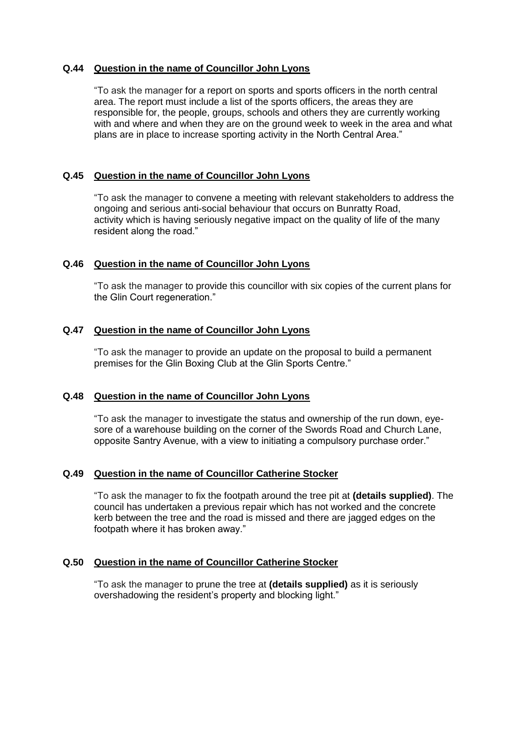**Q.44 Question in the name of Councillor John Lyons**

"To ask the manager for a report on sports and sports officers in the north central area. The report must include a list of the sports officers, the areas they are responsible for, the people, groups, schools and others they are currently working with and where and when they are on the ground week to week in the area and what plans are in place to increase sporting activity in the North Central Area."

**Q.45 Question in the name of Councillor John Lyons**

"To ask the manager to convene a meeting with relevant stakeholders to address the ongoing and serious anti-social behaviour that occurs on Bunratty Road, activity which is having seriously negative impact on the quality of life of the many resident along the road."

**Q.46 Question in the name of Councillor John Lyons**

"To ask the manager to provide this councillor with six copies of the current plans for the Glin Court regeneration."

**Q.47 Question in the name of Councillor John Lyons**

"To ask the manager to provide an update on the proposal to build a permanent premises for the Glin Boxing Club at the Glin Sports Centre."

**Q.48 Question in the name of Councillor John Lyons**

"To ask the manager to investigate the status and ownership of the run down, eye-sore of a warehouse building on the corner of the Swords Road and Church Lane, opposite Santry Avenue, with a view to initiating a compulsory purchase order."

**Q.49 Question in the name of Councillor Catherine Stocker**

"To ask the manager to fix the footpath around the tree pit at **(details supplied)**. The council has undertaken a previous repair which has not worked and the concrete kerb between the tree and the road is missed and there are jagged edges on the footpath where it has broken away."

**Q.50 Question in the name of Councillor Catherine Stocker**

"To ask the manager to prune the tree at **(details supplied)** as it is seriously overshadowing the resident's property and blocking light."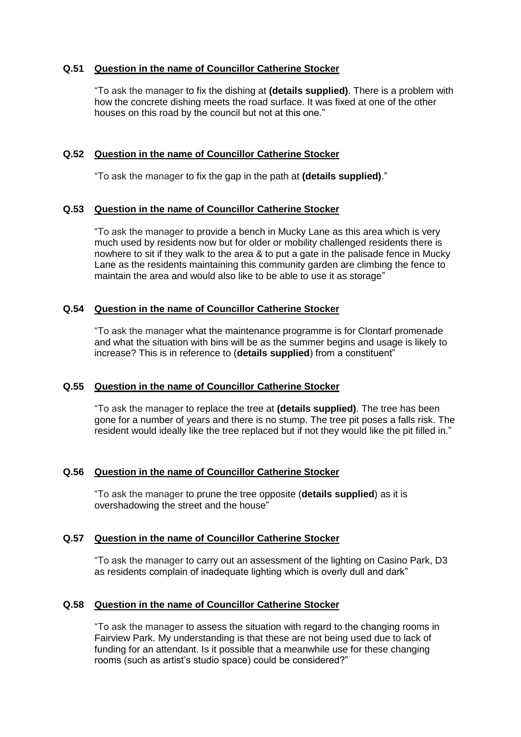**Q.51 Question in the name of Councillor Catherine Stocker**

"To ask the manager to fix the dishing at **(details supplied)**. There is a problem with how the concrete dishing meets the road surface. It was fixed at one of the other houses on this road by the council but not at this one."

**Q.52 Question in the name of Councillor Catherine Stocker**

"To ask the manager to fix the gap in the path at **(details supplied)**."

**Q.53 Question in the name of Councillor Catherine Stocker**

"To ask the manager to provide a bench in Mucky Lane as this area which is very much used by residents now but for older or mobility challenged residents there is nowhere to sit if they walk to the area & to put a gate in the palisade fence in Mucky Lane as the residents maintaining this community garden are climbing the fence to maintain the area and would also like to be able to use it as storage"

**Q.54 Question in the name of Councillor Catherine Stocker**

"To ask the manager what the maintenance programme is for Clontarf promenade and what the situation with bins will be as the summer begins and usage is likely to increase? This is in reference to (**details supplied**) from a constituent"

**Q.55 Question in the name of Councillor Catherine Stocker**

"To ask the manager to replace the tree at **(details supplied)**. The tree has been gone for a number of years and there is no stump. The tree pit poses a falls risk. The resident would ideally like the tree replaced but if not they would like the pit filled in."

**Q.56 Question in the name of Councillor Catherine Stocker**

"To ask the manager to prune the tree opposite (**details supplied**) as it is overshadowing the street and the house"

**Q.57 Question in the name of Councillor Catherine Stocker**

"To ask the manager to carry out an assessment of the lighting on Casino Park, D3 as residents complain of inadequate lighting which is overly dull and dark"

**Q.58 Question in the name of Councillor Catherine Stocker**

"To ask the manager to assess the situation with regard to the changing rooms in Fairview Park. My understanding is that these are not being used due to lack of funding for an attendant. Is it possible that a meanwhile use for these changing rooms (such as artist's studio space) could be considered?"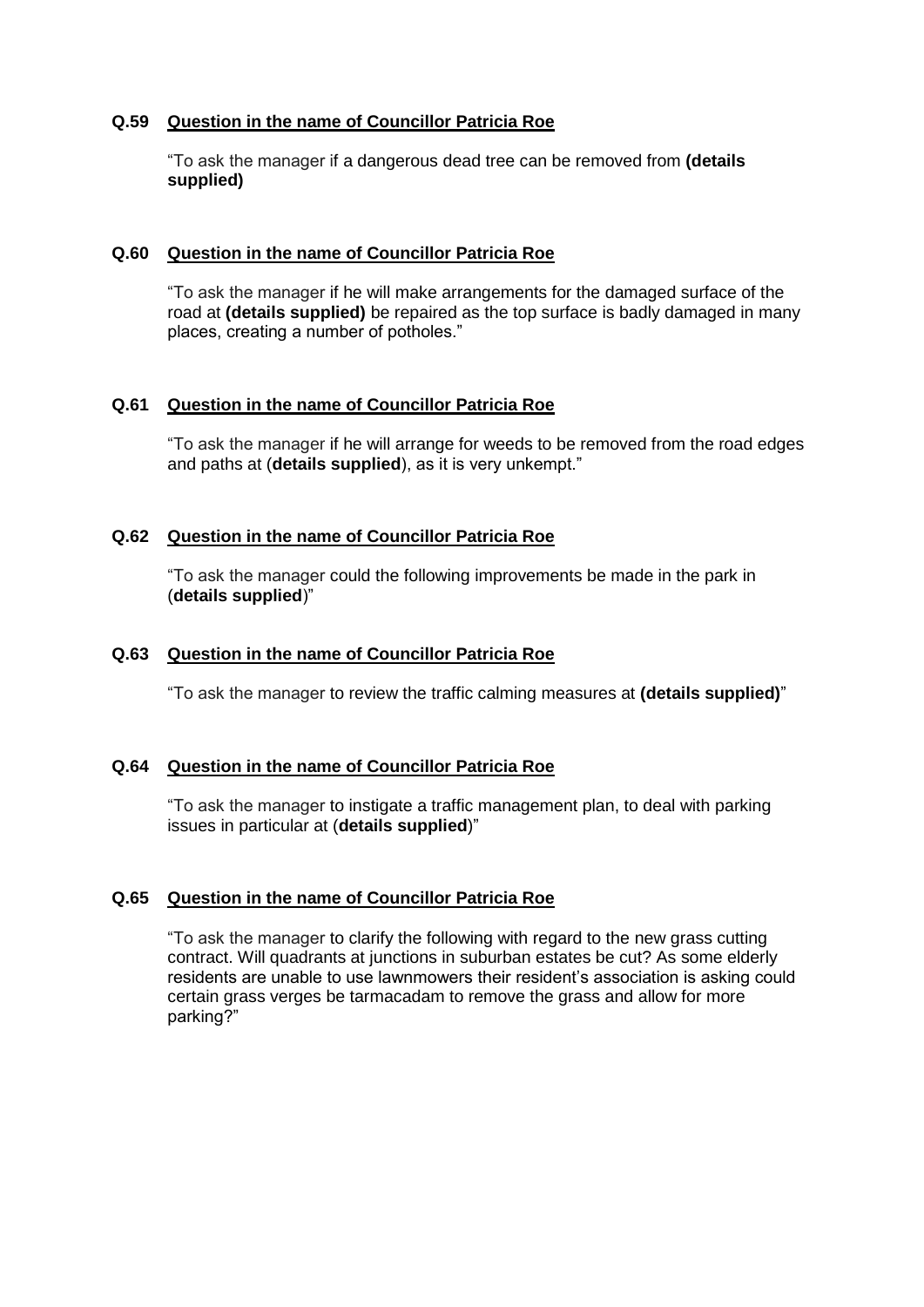**Q.59 Question in the name of Councillor Patricia Roe**

"To ask the manager if a dangerous dead tree can be removed from **(details supplied)**

**Q.60 Question in the name of Councillor Patricia Roe**

"To ask the manager if he will make arrangements for the damaged surface of the road at **(details supplied)** be repaired as the top surface is badly damaged in many places, creating a number of potholes."

**Q.61 Question in the name of Councillor Patricia Roe**

"To ask the manager if he will arrange for weeds to be removed from the road edges and paths at (**details supplied**), as it is very unkempt."

**Q.62 Question in the name of Councillor Patricia Roe**

"To ask the manager could the following improvements be made in the park in (**details supplied**)"

**Q.63 Question in the name of Councillor Patricia Roe**

"To ask the manager to review the traffic calming measures at **(details supplied)**"

**Q.64 Question in the name of Councillor Patricia Roe**

"To ask the manager to instigate a traffic management plan, to deal with parking issues in particular at (**details supplied**)"

**Q.65 Question in the name of Councillor Patricia Roe**

"To ask the manager to clarify the following with regard to the new grass cutting contract. Will quadrants at junctions in suburban estates be cut? As some elderly residents are unable to use lawnmowers their resident's association is asking could certain grass verges be tarmacadam to remove the grass and allow for more parking?"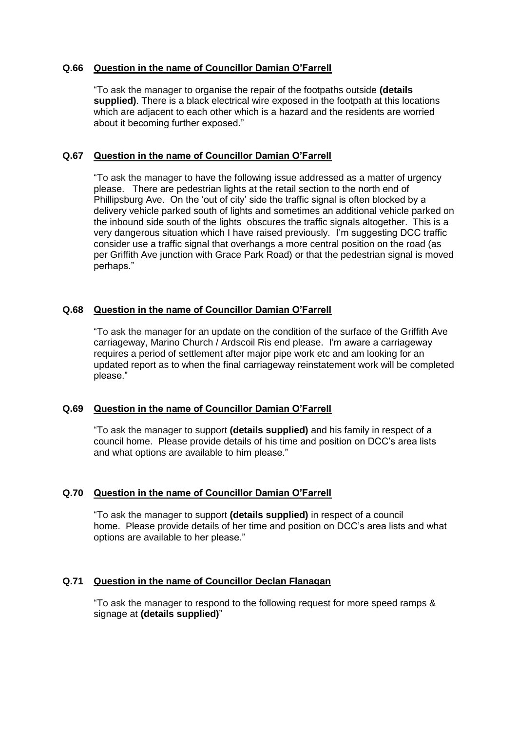**Q.66** **<u>Question in the name of Councillor Damian O'Farrell</u>**

"To ask the manager to organise the repair of the footpaths outside **(details supplied)**. There is a black electrical wire exposed in the footpath at this locations which are adjacent to each other which is a hazard and the residents are worried about it becoming further exposed."

**Q.67** **<u>Question in the name of Councillor Damian O'Farrell</u>**

"To ask the manager to have the following issue addressed as a matter of urgency please. There are pedestrian lights at the retail section to the north end of Phillipsburg Ave. On the 'out of city' side the traffic signal is often blocked by a delivery vehicle parked south of lights and sometimes an additional vehicle parked on the inbound side south of the lights obscures the traffic signals altogether. This is a very dangerous situation which I have raised previously. I'm suggesting DCC traffic consider use a traffic signal that overhangs a more central position on the road (as per Griffith Ave junction with Grace Park Road) or that the pedestrian signal is moved perhaps."

**Q.68** **<u>Question in the name of Councillor Damian O'Farrell</u>**

"To ask the manager for an update on the condition of the surface of the Griffith Ave carriageway, Marino Church / Ardscoil Ris end please. I'm aware a carriageway requires a period of settlement after major pipe work etc and am looking for an updated report as to when the final carriageway reinstatement work will be completed please."

**Q.69** **<u>Question in the name of Councillor Damian O'Farrell</u>**

"To ask the manager to support **(details supplied)** and his family in respect of a council home. Please provide details of his time and position on DCC's area lists and what options are available to him please."

**Q.70** **<u>Question in the name of Councillor Damian O'Farrell</u>**

"To ask the manager to support **(details supplied)** in respect of a council home. Please provide details of her time and position on DCC's area lists and what options are available to her please."

**Q.71** **<u>Question in the name of Councillor Declan Flanagan</u>**

"To ask the manager to respond to the following request for more speed ramps & signage at **(details supplied)**"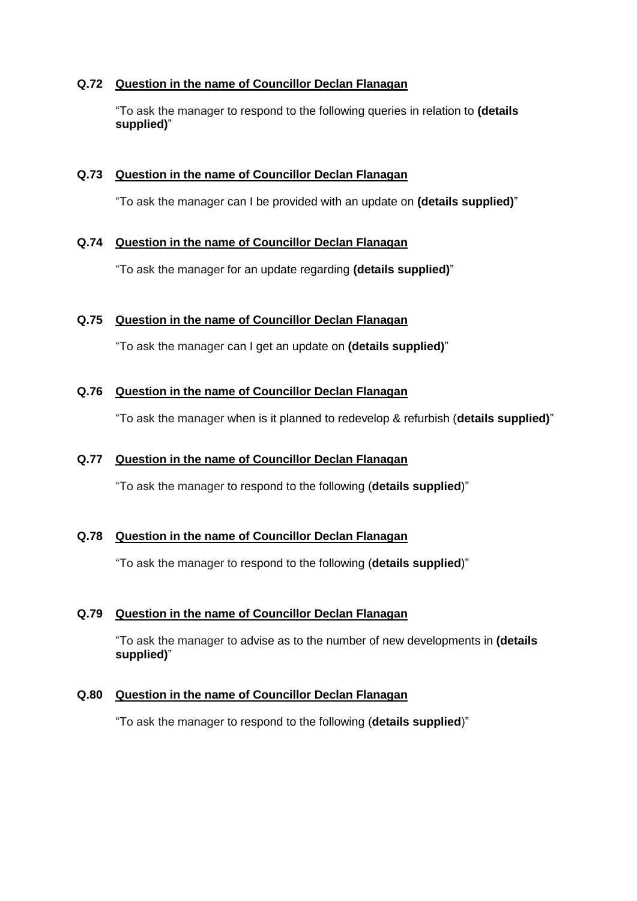**Q.72** **<u>Question in the name of Councillor Declan Flanagan</u>**

"To ask the manager to respond to the following queries in relation to **(details supplied)**"

**Q.73** **<u>Question in the name of Councillor Declan Flanagan</u>**

"To ask the manager can I be provided with an update on **(details supplied)**"

**Q.74** **<u>Question in the name of Councillor Declan Flanagan</u>**

"To ask the manager for an update regarding **(details supplied)**"

**Q.75** **<u>Question in the name of Councillor Declan Flanagan</u>**

"To ask the manager can I get an update on **(details supplied)**"

**Q.76** **<u>Question in the name of Councillor Declan Flanagan</u>**

"To ask the manager when is it planned to redevelop & refurbish (**details supplied)**"

**Q.77** **<u>Question in the name of Councillor Declan Flanagan</u>**

"To ask the manager to respond to the following (**details supplied**)"

**Q.78** **<u>Question in the name of Councillor Declan Flanagan</u>**

"To ask the manager to respond to the following (**details supplied**)"

**Q.79** **<u>Question in the name of Councillor Declan Flanagan</u>**

"To ask the manager to advise as to the number of new developments in **(details supplied)**"

**Q.80** **<u>Question in the name of Councillor Declan Flanagan</u>**

"To ask the manager to respond to the following (**details supplied**)"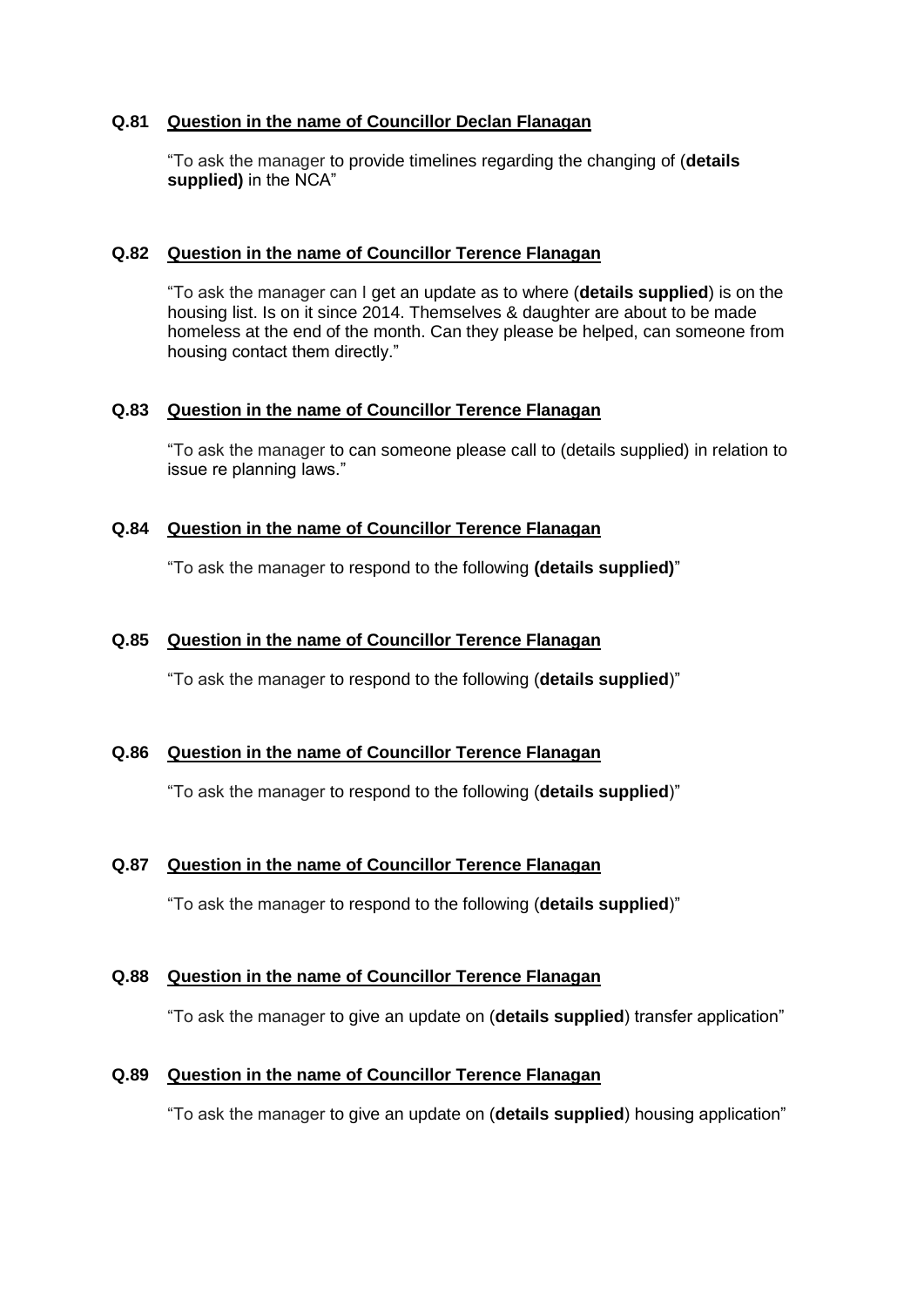**Q.81 Question in the name of Councillor Declan Flanagan**

"To ask the manager to provide timelines regarding the changing of (**details supplied)** in the NCA"

**Q.82 Question in the name of Councillor Terence Flanagan**

"To ask the manager can I get an update as to where (**details supplied**) is on the housing list. Is on it since 2014. Themselves & daughter are about to be made homeless at the end of the month. Can they please be helped, can someone from housing contact them directly."

**Q.83 Question in the name of Councillor Terence Flanagan**

"To ask the manager to can someone please call to (details supplied) in relation to issue re planning laws."

**Q.84 Question in the name of Councillor Terence Flanagan**

"To ask the manager to respond to the following **(details supplied)**"

**Q.85 Question in the name of Councillor Terence Flanagan**

"To ask the manager to respond to the following (**details supplied**)"

**Q.86 Question in the name of Councillor Terence Flanagan**

"To ask the manager to respond to the following (**details supplied**)"

**Q.87 Question in the name of Councillor Terence Flanagan**

"To ask the manager to respond to the following (**details supplied**)"

**Q.88 Question in the name of Councillor Terence Flanagan**

"To ask the manager to give an update on (**details supplied**) transfer application"

**Q.89 Question in the name of Councillor Terence Flanagan**

"To ask the manager to give an update on (**details supplied**) housing application"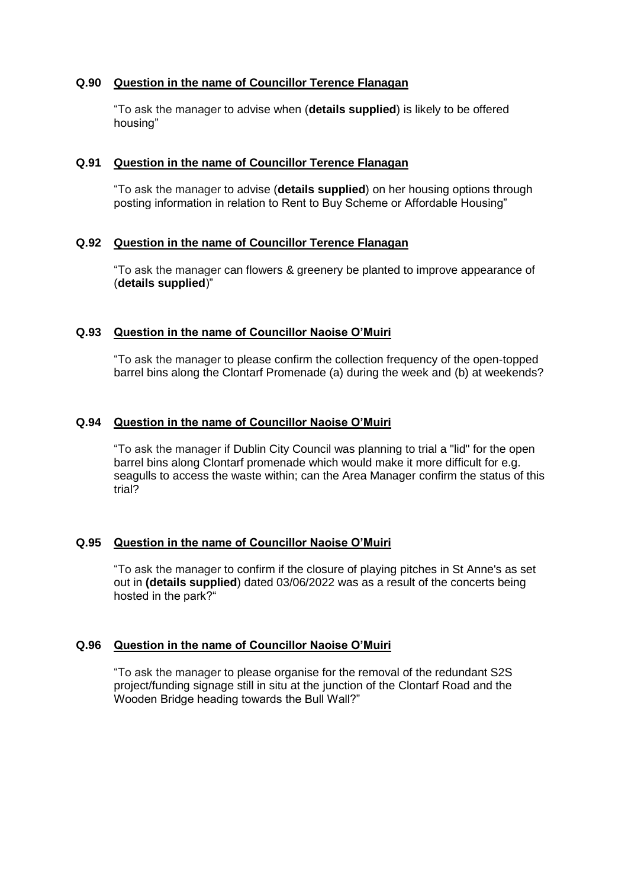**Q.90 Question in the name of Councillor Terence Flanagan**

"To ask the manager to advise when (**details supplied**) is likely to be offered housing"

**Q.91 Question in the name of Councillor Terence Flanagan**

"To ask the manager to advise (**details supplied**) on her housing options through posting information in relation to Rent to Buy Scheme or Affordable Housing"

**Q.92 Question in the name of Councillor Terence Flanagan**

"To ask the manager can flowers & greenery be planted to improve appearance of (**details supplied**)"

**Q.93 Question in the name of Councillor Naoise O'Muiri**

"To ask the manager to please confirm the collection frequency of the open-topped barrel bins along the Clontarf Promenade (a) during the week and (b) at weekends?

**Q.94 Question in the name of Councillor Naoise O'Muiri**

"To ask the manager if Dublin City Council was planning to trial a "lid" for the open barrel bins along Clontarf promenade which would make it more difficult for e.g. seagulls to access the waste within; can the Area Manager confirm the status of this trial?

**Q.95 Question in the name of Councillor Naoise O'Muiri**

"To ask the manager to confirm if the closure of playing pitches in St Anne's as set out in **(details supplied**) dated 03/06/2022 was as a result of the concerts being hosted in the park?"

**Q.96 Question in the name of Councillor Naoise O'Muiri**

"To ask the manager to please organise for the removal of the redundant S2S project/funding signage still in situ at the junction of the Clontarf Road and the Wooden Bridge heading towards the Bull Wall?"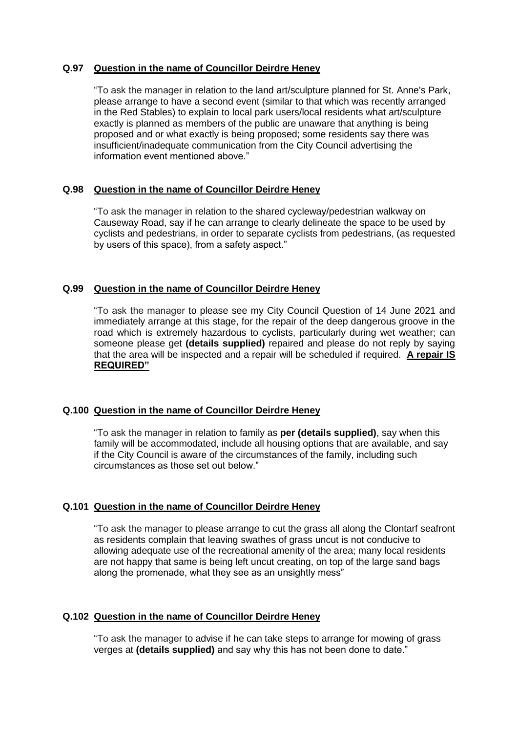**Q.97 <u>Question in the name of Councillor Deirdre Heney</u>**

"To ask the manager in relation to the land art/sculpture planned for St. Anne's Park, please arrange to have a second event (similar to that which was recently arranged in the Red Stables) to explain to local park users/local residents what art/sculpture exactly is planned as members of the public are unaware that anything is being proposed and or what exactly is being proposed; some residents say there was insufficient/inadequate communication from the City Council advertising the information event mentioned above."

**Q.98 <u>Question in the name of Councillor Deirdre Heney</u>**

"To ask the manager in relation to the shared cycleway/pedestrian walkway on Causeway Road, say if he can arrange to clearly delineate the space to be used by cyclists and pedestrians, in order to separate cyclists from pedestrians, (as requested by users of this space), from a safety aspect."

**Q.99 <u>Question in the name of Councillor Deirdre Heney</u>**

"To ask the manager to please see my City Council Question of 14 June 2021 and immediately arrange at this stage, for the repair of the deep dangerous groove in the road which is extremely hazardous to cyclists, particularly during wet weather; can someone please get **(details supplied)** repaired and please do not reply by saying that the area will be inspected and a repair will be scheduled if required. **<u>A repair IS REQUIRED"</u>**

**Q.100 <u>Question in the name of Councillor Deirdre Heney</u>**

"To ask the manager in relation to family as **per (details supplied)**, say when this family will be accommodated, include all housing options that are available, and say if the City Council is aware of the circumstances of the family, including such circumstances as those set out below."

**Q.101 <u>Question in the name of Councillor Deirdre Heney</u>**

"To ask the manager to please arrange to cut the grass all along the Clontarf seafront as residents complain that leaving swathes of grass uncut is not conducive to allowing adequate use of the recreational amenity of the area; many local residents are not happy that same is being left uncut creating, on top of the large sand bags along the promenade, what they see as an unsightly mess"

**Q.102 <u>Question in the name of Councillor Deirdre Heney</u>**

"To ask the manager to advise if he can take steps to arrange for mowing of grass verges at **(details supplied)** and say why this has not been done to date."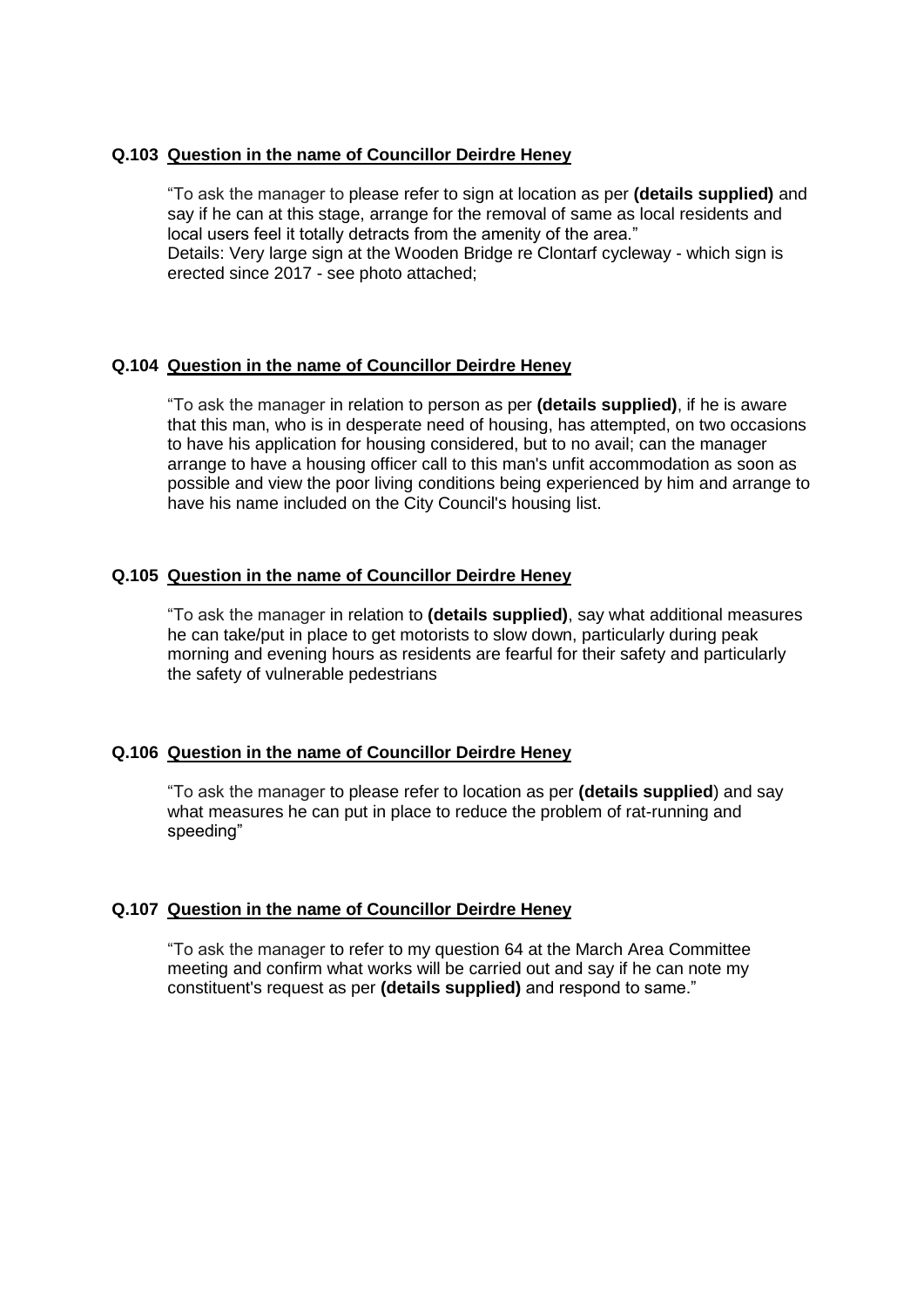**Q.103 Question in the name of Councillor Deirdre Heney**

"To ask the manager to please refer to sign at location as per **(details supplied)** and say if he can at this stage, arrange for the removal of same as local residents and local users feel it totally detracts from the amenity of the area."
Details: Very large sign at the Wooden Bridge re Clontarf cycleway - which sign is erected since 2017 - see photo attached;

**Q.104 Question in the name of Councillor Deirdre Heney**

"To ask the manager in relation to person as per **(details supplied)**, if he is aware that this man, who is in desperate need of housing, has attempted, on two occasions to have his application for housing considered, but to no avail; can the manager arrange to have a housing officer call to this man's unfit accommodation as soon as possible and view the poor living conditions being experienced by him and arrange to have his name included on the City Council's housing list.

**Q.105 Question in the name of Councillor Deirdre Heney**

"To ask the manager in relation to **(details supplied)**, say what additional measures he can take/put in place to get motorists to slow down, particularly during peak morning and evening hours as residents are fearful for their safety and particularly the safety of vulnerable pedestrians

**Q.106 Question in the name of Councillor Deirdre Heney**

"To ask the manager to please refer to location as per **(details supplied)** and say what measures he can put in place to reduce the problem of rat-running and speeding"

**Q.107 Question in the name of Councillor Deirdre Heney**

"To ask the manager to refer to my question 64 at the March Area Committee meeting and confirm what works will be carried out and say if he can note my constituent's request as per **(details supplied)** and respond to same."